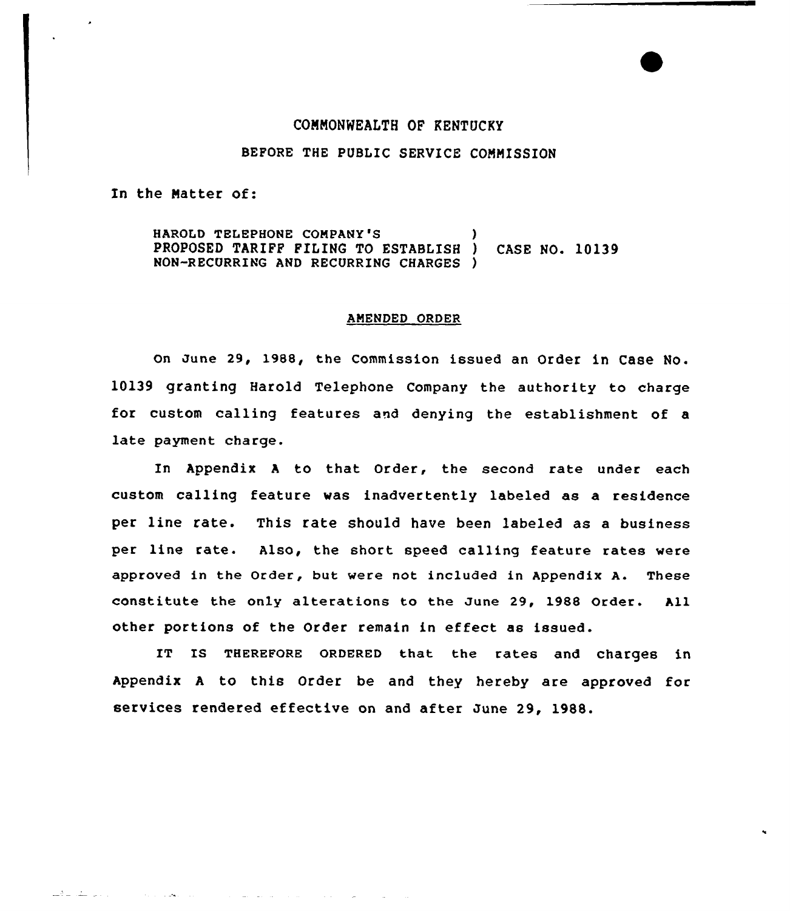COMMONWEALTH OF KENTUCKY

BEFORE THE PUBLIC SERVICE COMMISSION

In the Matter of:

HAROLD TELEPHONE COMPANY'S )
PROPOSED TARIFF FILING TO ESTABLISH ) CASE NO. 10139
NON-RECURRING AND RECURRING CHARGES )

## AMENDED ORDER

On June 29, 1988, the Commission issued an Order in Case No. 10139 granting Harold Telephone Company the authority to charge for custom calling features and denying the establishment of a late payment charge.

In Appendix A to that Order, the second rate under each custom calling feature was inadvertently labeled as a residence per line rate. This rate should have been labeled as a business per line rate. Also, the short speed calling feature rates were approved in the Order, but were not included in Appendix A. These constitute the only alterations to the June 29, 1988 Order. All other portions of the Order remain in effect as issued.

IT IS THEREFORE ORDERED that the rates and charges in Appendix A to this Order be and they hereby are approved for services rendered effective on and after June 29, 1988.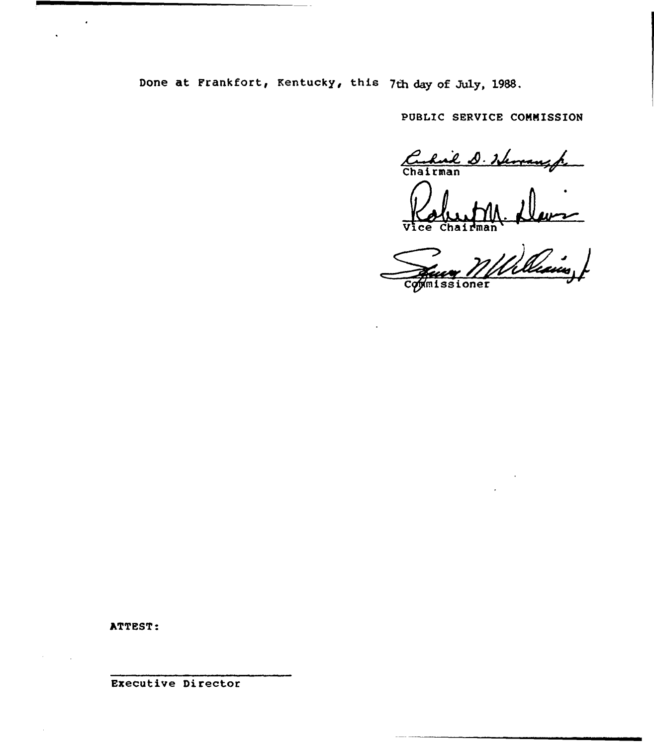Done at Frankfort, Kentucky, this 7th day of July, 1988.

PUBLIC SERVICE COMMISSION

Chairman

Vice Chairman

Commissioner

ATTEST:

Executive Director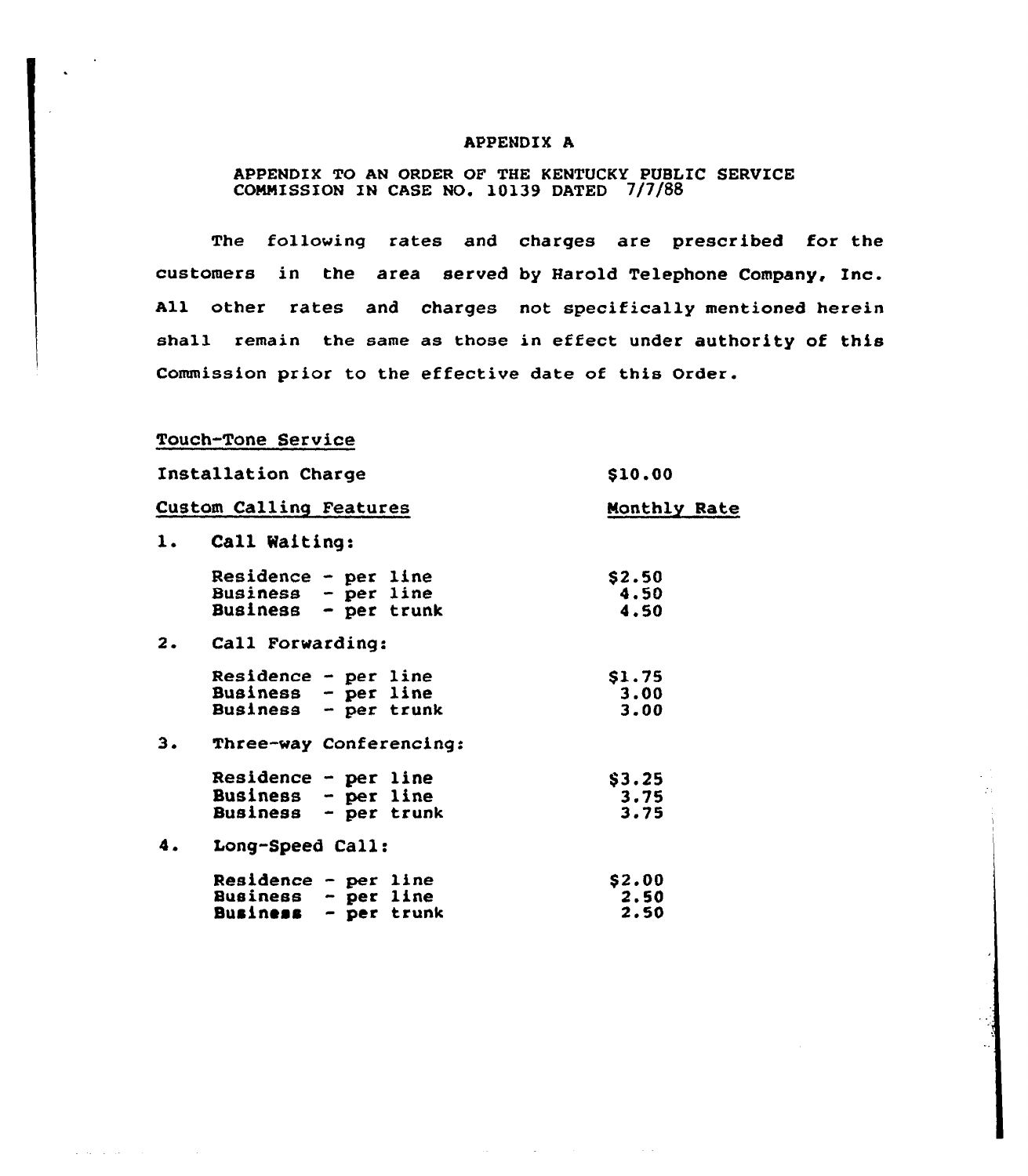# APPENDIX A

APPENDIX TO AN ORDER OF THE KENTUCKY PUBLIC SERVICE COMMISSION IN CASE NO. 10139 DATED 7/7/88

The following rates and charges are prescribed for the customers in the area served by Harold Telephone Company, Inc. All other rates and charges not specifically mentioned herein shall remain the same as those in effect under authority of this Commission prior to the effective date of this Order.

Touch-Tone Service

| | |
|---|---|
| Installation Charge | $10.00 |
| Custom Calling Features | Monthly Rate |
| 1. Call Waiting: | |
| Residence - per line | $2.50 |
| Business - per line | 4.50 |
| Business - per trunk | 4.50 |
| 2. Call Forwarding: | |
| Residence - per line | $1.75 |
| Business - per line | 3.00 |
| Business - per trunk | 3.00 |
| 3. Three-way Conferencing: | |
| Residence - per line | $3.25 |
| Business - per line | 3.75 |
| Business - per trunk | 3.75 |
| 4. Long-Speed Call: | |
| Residence - per line | $2.00 |
| Business - per line | 2.50 |
| Business - per trunk | 2.50 |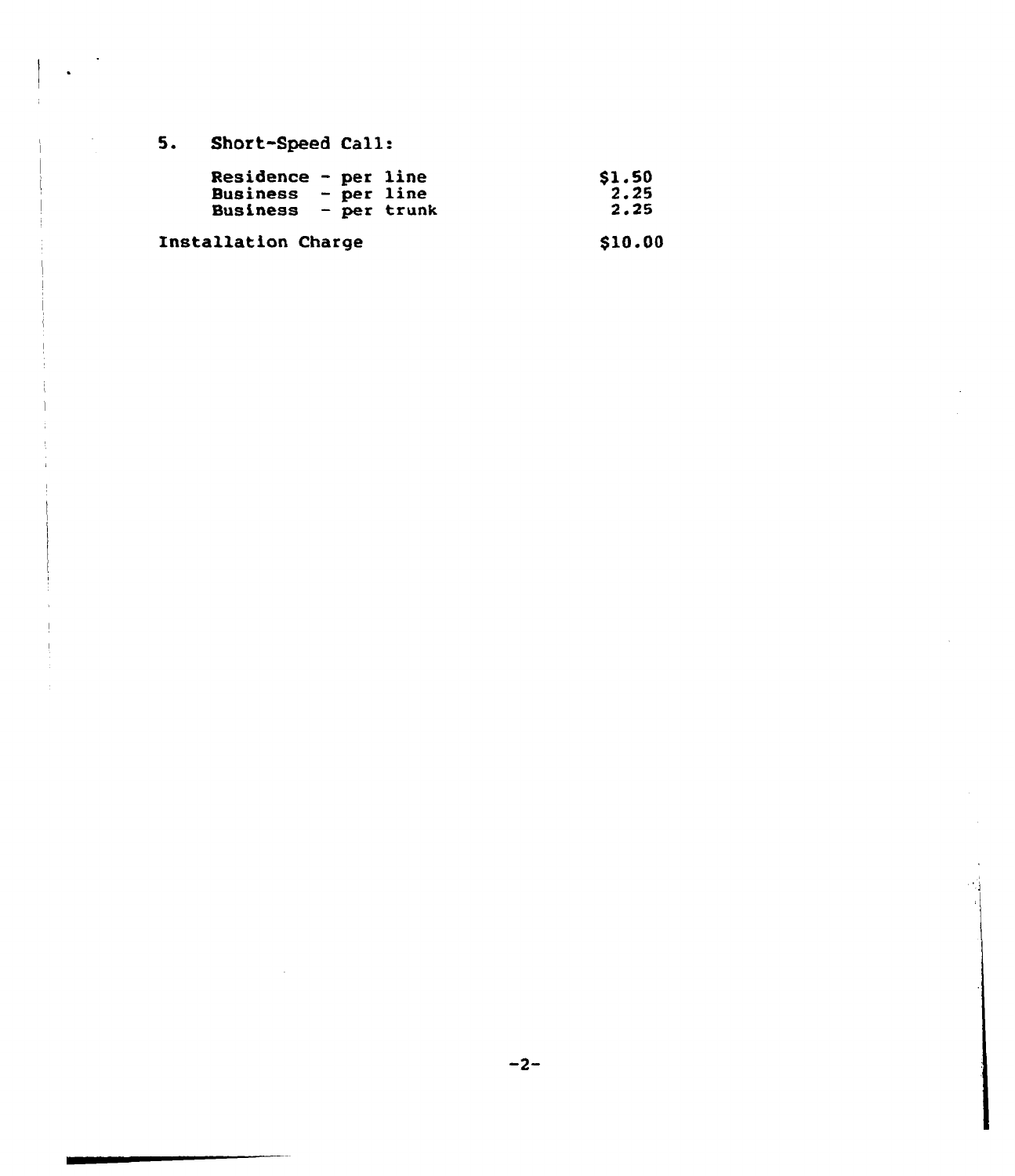5. Short-Speed Call:

| | |
|---|---|
| Residence - per line | $1.50 |
| Business - per line | 2.25 |
| Business - per trunk | 2.25 |

| | |
|---|---|
| Installation Charge | $10.00 |